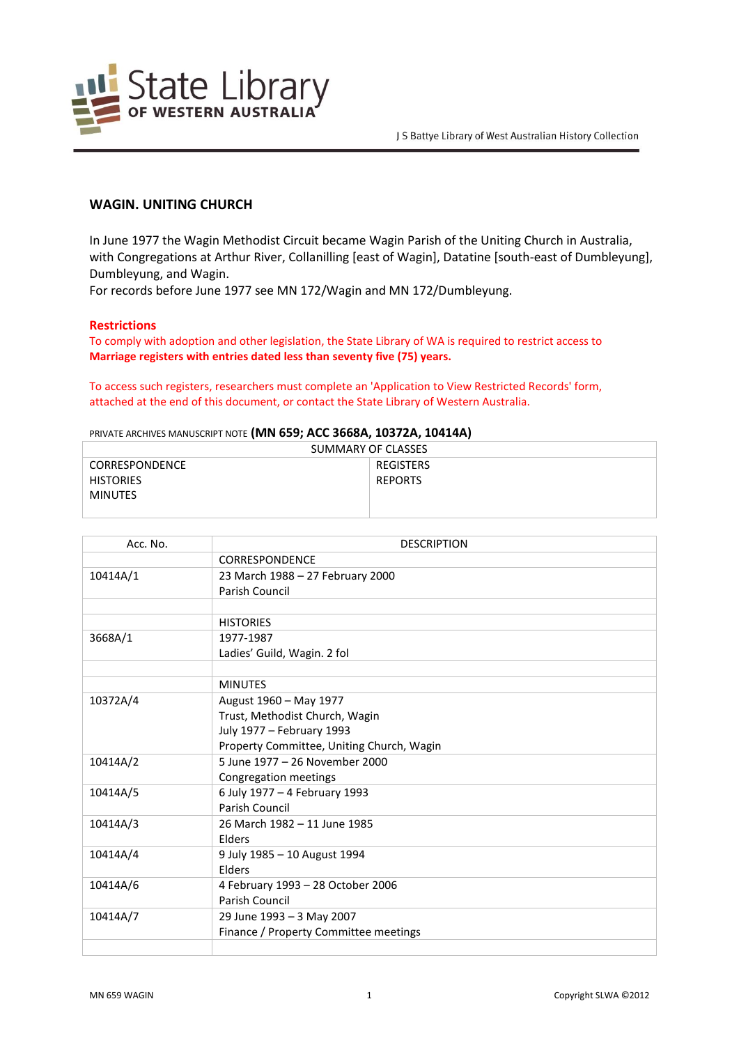J S Battye Library of West Australian History Collection

## WAGIN. UNITING CHURCH

In June 1977 the Wagin Methodist Circuit became Wagin Parish of the Uniting Church in Australia, with Congregations at Arthur River, Collanilling [east of Wagin], Datatine [south-east of Dumbleyung], Dumbleyung, and Wagin.
For records before June 1977 see MN 172/Wagin and MN 172/Dumbleyung.

### Restrictions

To comply with adoption and other legislation, the State Library of WA is required to restrict access to **Marriage registers with entries dated less than seventy five (75) years.**

To access such registers, researchers must complete an 'Application to View Restricted Records' form, attached at the end of this document, or contact the State Library of Western Australia.

PRIVATE ARCHIVES MANUSCRIPT NOTE **(MN 659; ACC 3668A, 10372A, 10414A)**

| SUMMARY OF CLASSES | |
|---|---|
| CORRESPONDENCE<br>HISTORIES<br>MINUTES | REGISTERS<br>REPORTS |

| Acc. No. | DESCRIPTION |
|---|---|
| | CORRESPONDENCE |
| 10414A/1 | 23 March 1988 – 27 February 2000<br>Parish Council |
| | |
| | HISTORIES |
| 3668A/1 | 1977-1987<br>Ladies' Guild, Wagin. 2 fol |
| | |
| | MINUTES |
| 10372A/4 | August 1960 – May 1977<br>Trust, Methodist Church, Wagin<br>July 1977 – February 1993<br>Property Committee, Uniting Church, Wagin |
| 10414A/2 | 5 June 1977 – 26 November 2000<br>Congregation meetings |
| 10414A/5 | 6 July 1977 – 4 February 1993<br>Parish Council |
| 10414A/3 | 26 March 1982 – 11 June 1985<br>Elders |
| 10414A/4 | 9 July 1985 – 10 August 1994<br>Elders |
| 10414A/6 | 4 February 1993 – 28 October 2006<br>Parish Council |
| 10414A/7 | 29 June 1993 – 3 May 2007<br>Finance / Property Committee meetings |
| | |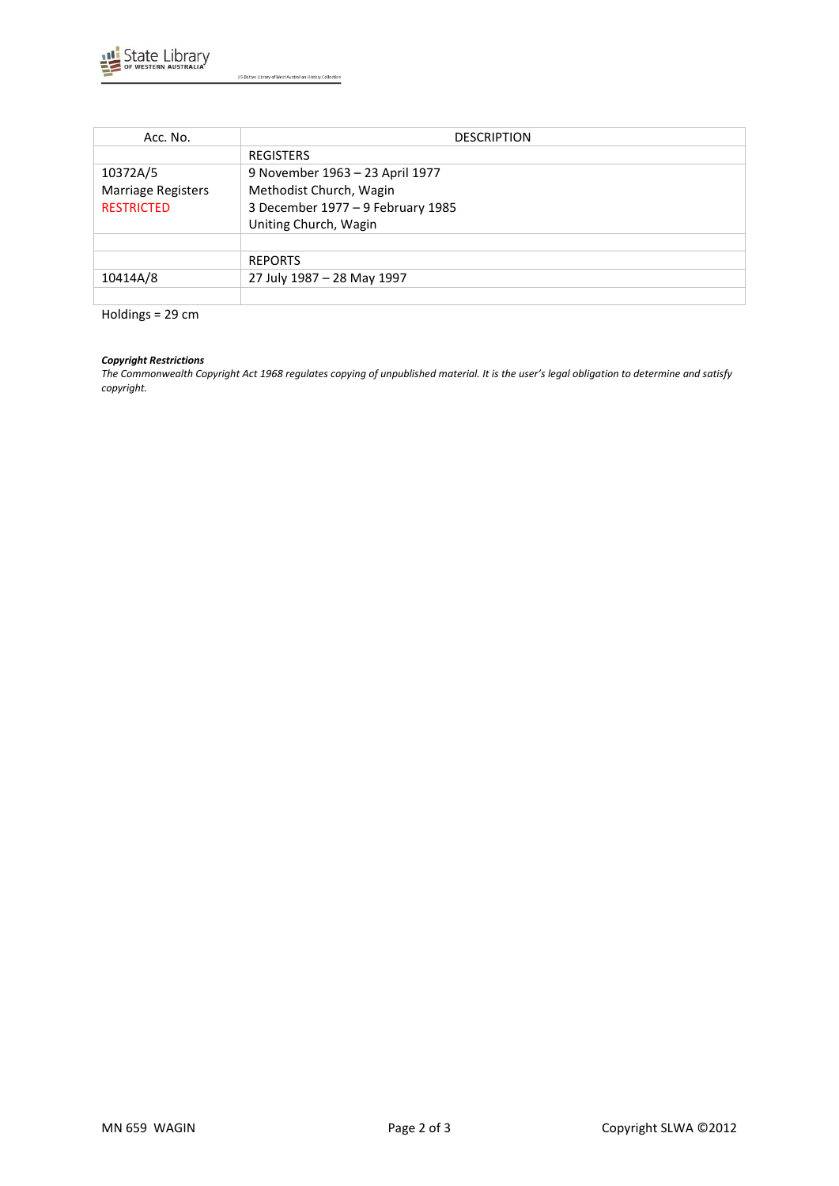| Acc. No. | DESCRIPTION |
| --- | --- |
| | REGISTERS |
| 10372A/5<br>Marriage Registers<br>RESTRICTED | 9 November 1963 – 23 April 1977<br>Methodist Church, Wagin<br>3 December 1977 – 9 February 1985<br>Uniting Church, Wagin |
| | |
| | REPORTS |
| 10414A/8 | 27 July 1987 – 28 May 1997 |
| | |

Holdings = 29 cm

***Copyright Restrictions***
*The Commonwealth Copyright Act 1968 regulates copying of unpublished material. It is the user's legal obligation to determine and satisfy copyright.*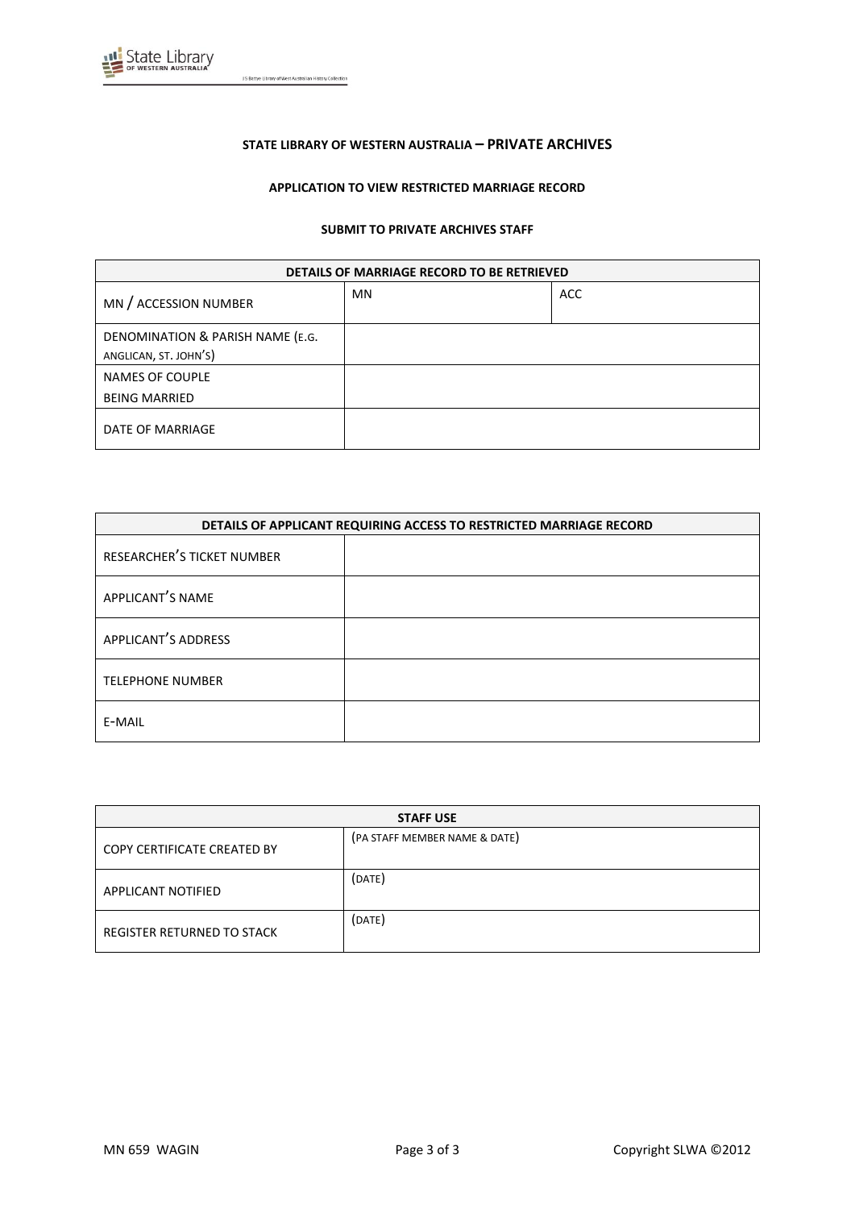**STATE LIBRARY OF WESTERN AUSTRALIA – PRIVATE ARCHIVES**

**APPLICATION TO VIEW RESTRICTED MARRIAGE RECORD**

**SUBMIT TO PRIVATE ARCHIVES STAFF**

| **DETAILS OF MARRIAGE RECORD TO BE RETRIEVED** | | |
|---|---|---|
| MN / ACCESSION NUMBER | MN | ACC |
| DENOMINATION & PARISH NAME (E.G. ANGLICAN, ST. JOHN'S) | | |
| NAMES OF COUPLE BEING MARRIED | | |
| DATE OF MARRIAGE | | |

| **DETAILS OF APPLICANT REQUIRING ACCESS TO RESTRICTED MARRIAGE RECORD** | |
|---|---|
| RESEARCHER'S TICKET NUMBER | |
| APPLICANT'S NAME | |
| APPLICANT'S ADDRESS | |
| TELEPHONE NUMBER | |
| E-MAIL | |

| **STAFF USE** | |
|---|---|
| COPY CERTIFICATE CREATED BY | (PA STAFF MEMBER NAME & DATE) |
| APPLICANT NOTIFIED | (DATE) |
| REGISTER RETURNED TO STACK | (DATE) |